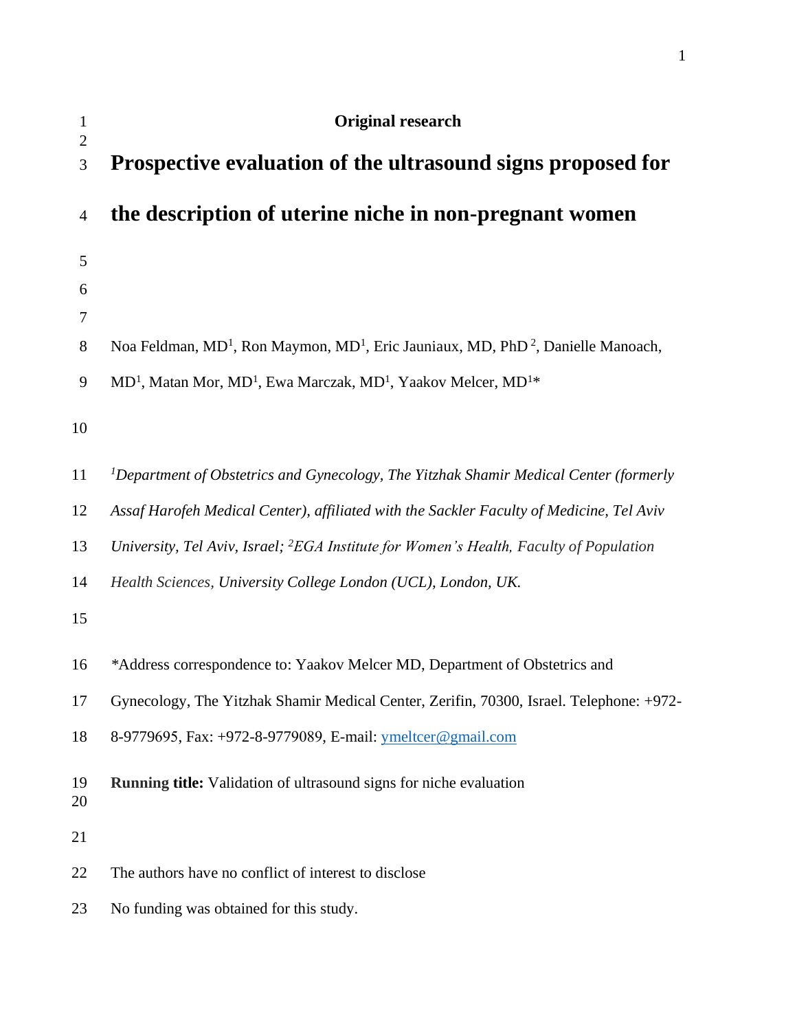**Original research**

# Prospective evaluation of the ultrasound signs proposed for the description of uterine niche in non-pregnant women

Noa Feldman, MD[1], Ron Maymon, MD[1], Eric Jauniaux, MD, PhD[2], Danielle Manoach, MD[1], Matan Mor, MD[1], Ewa Marczak, MD[1], Yaakov Melcer, MD[1]*

[1]*Department of Obstetrics and Gynecology, The Yitzhak Shamir Medical Center (formerly Assaf Harofeh Medical Center), affiliated with the Sackler Faculty of Medicine, Tel Aviv University, Tel Aviv, Israel;* [2]*EGA Institute for Women's Health, Faculty of Population Health Sciences, University College London (UCL), London, UK.*

*Address correspondence to: Yaakov Melcer MD, Department of Obstetrics and Gynecology, The Yitzhak Shamir Medical Center, Zerifin, 70300, Israel. Telephone: +972-8-9779695, Fax: +972-8-9779089, E-mail: ymeltcer@gmail.com

**Running title:** Validation of ultrasound signs for niche evaluation

The authors have no conflict of interest to disclose

No funding was obtained for this study.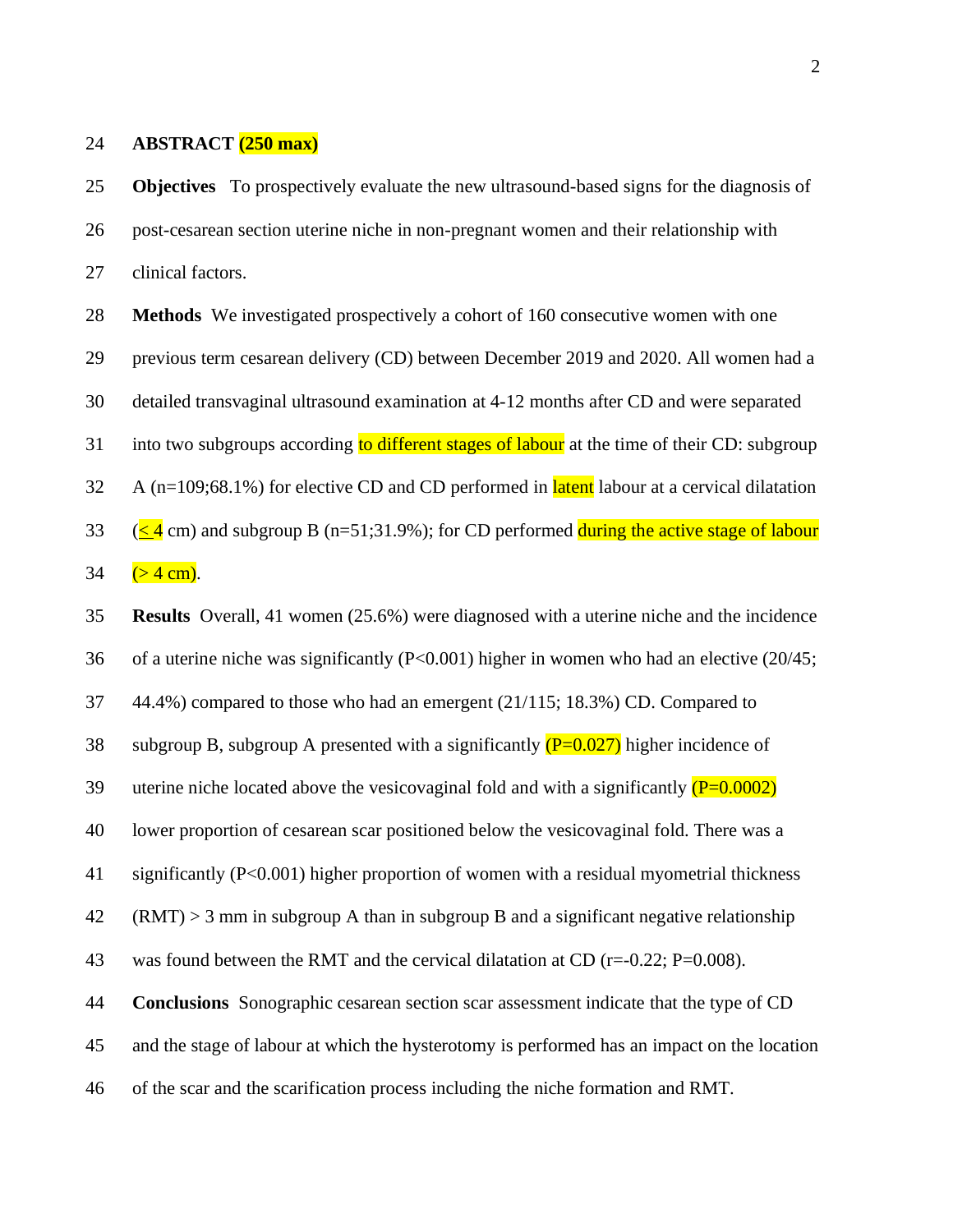## ABSTRACT (250 max)

**Objectives** To prospectively evaluate the new ultrasound-based signs for the diagnosis of post-cesarean section uterine niche in non-pregnant women and their relationship with clinical factors.

**Methods** We investigated prospectively a cohort of 160 consecutive women with one previous term cesarean delivery (CD) between December 2019 and 2020. All women had a detailed transvaginal ultrasound examination at 4-12 months after CD and were separated into two subgroups according to different stages of labour at the time of their CD: subgroup A (n=109;68.1%) for elective CD and CD performed in latent labour at a cervical dilatation (≤ 4 cm) and subgroup B (n=51;31.9%); for CD performed during the active stage of labour (> 4 cm).

**Results** Overall, 41 women (25.6%) were diagnosed with a uterine niche and the incidence of a uterine niche was significantly (P<0.001) higher in women who had an elective (20/45; 44.4%) compared to those who had an emergent (21/115; 18.3%) CD. Compared to subgroup B, subgroup A presented with a significantly (P=0.027) higher incidence of uterine niche located above the vesicovaginal fold and with a significantly (P=0.0002) lower proportion of cesarean scar positioned below the vesicovaginal fold. There was a significantly (P<0.001) higher proportion of women with a residual myometrial thickness (RMT) > 3 mm in subgroup A than in subgroup B and a significant negative relationship was found between the RMT and the cervical dilatation at CD (r=-0.22; P=0.008).

**Conclusions** Sonographic cesarean section scar assessment indicate that the type of CD and the stage of labour at which the hysterotomy is performed has an impact on the location of the scar and the scarification process including the niche formation and RMT.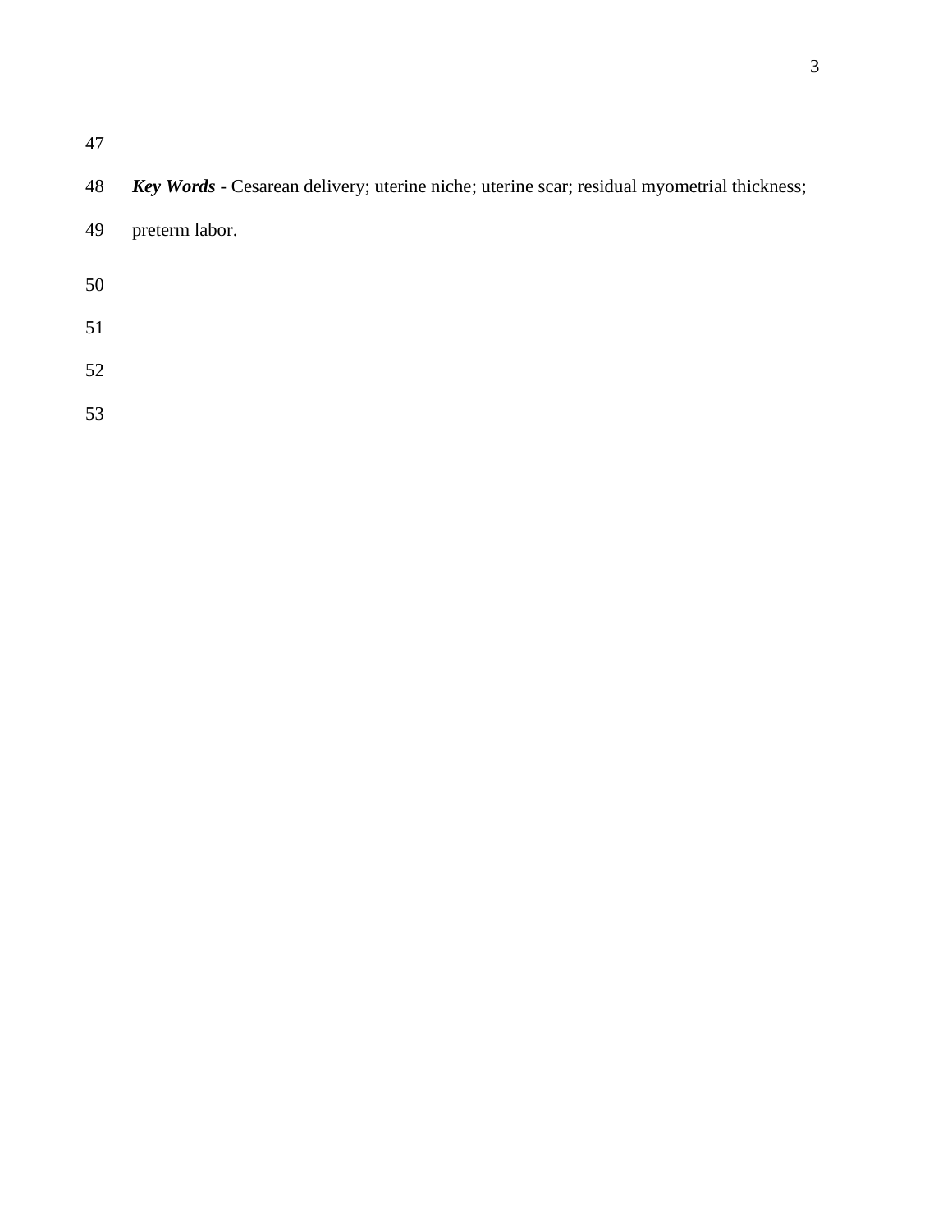***Key Words*** - Cesarean delivery; uterine niche; uterine scar; residual myometrial thickness; preterm labor.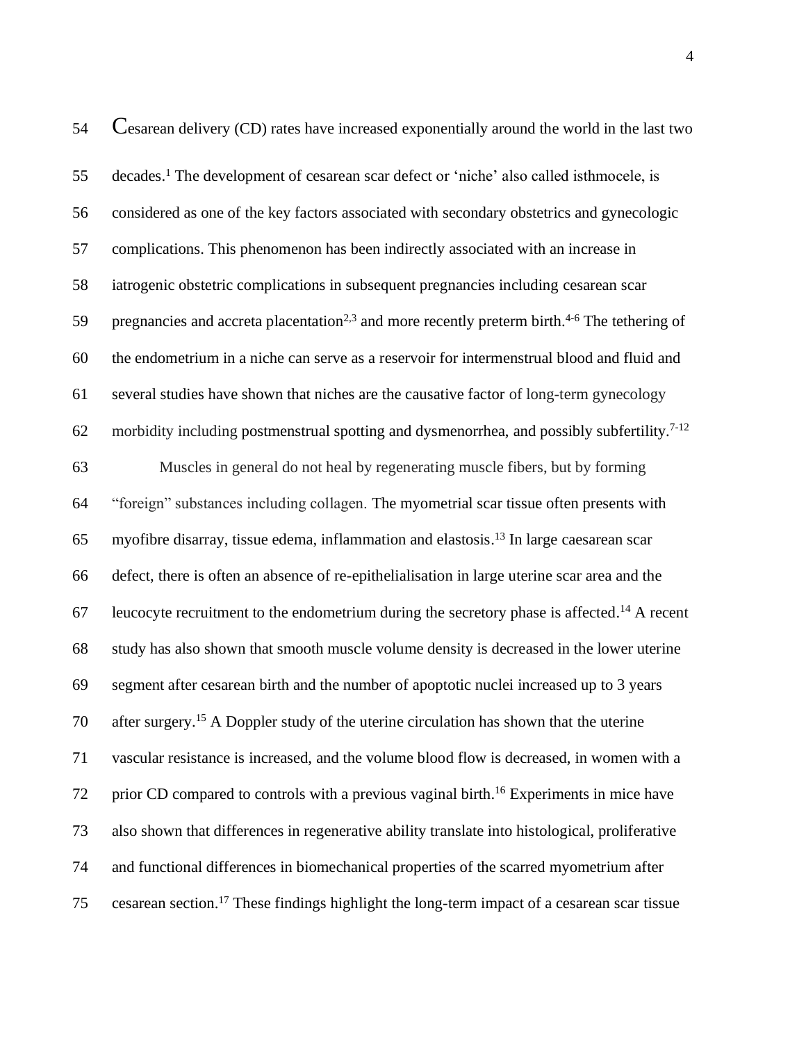Cesarean delivery (CD) rates have increased exponentially around the world in the last two decades.[1] The development of cesarean scar defect or 'niche' also called isthmocele, is considered as one of the key factors associated with secondary obstetrics and gynecologic complications. This phenomenon has been indirectly associated with an increase in iatrogenic obstetric complications in subsequent pregnancies including cesarean scar pregnancies and accreta placentation[2,3] and more recently preterm birth.[4-6] The tethering of the endometrium in a niche can serve as a reservoir for intermenstrual blood and fluid and several studies have shown that niches are the causative factor of long-term gynecology morbidity including postmenstrual spotting and dysmenorrhea, and possibly subfertility.[7-12]

Muscles in general do not heal by regenerating muscle fibers, but by forming "foreign" substances including collagen. The myometrial scar tissue often presents with myofibre disarray, tissue edema, inflammation and elastosis.[13] In large caesarean scar defect, there is often an absence of re-epithelialisation in large uterine scar area and the leucocyte recruitment to the endometrium during the secretory phase is affected.[14] A recent study has also shown that smooth muscle volume density is decreased in the lower uterine segment after cesarean birth and the number of apoptotic nuclei increased up to 3 years after surgery.[15] A Doppler study of the uterine circulation has shown that the uterine vascular resistance is increased, and the volume blood flow is decreased, in women with a prior CD compared to controls with a previous vaginal birth.[16] Experiments in mice have also shown that differences in regenerative ability translate into histological, proliferative and functional differences in biomechanical properties of the scarred myometrium after cesarean section.[17] These findings highlight the long-term impact of a cesarean scar tissue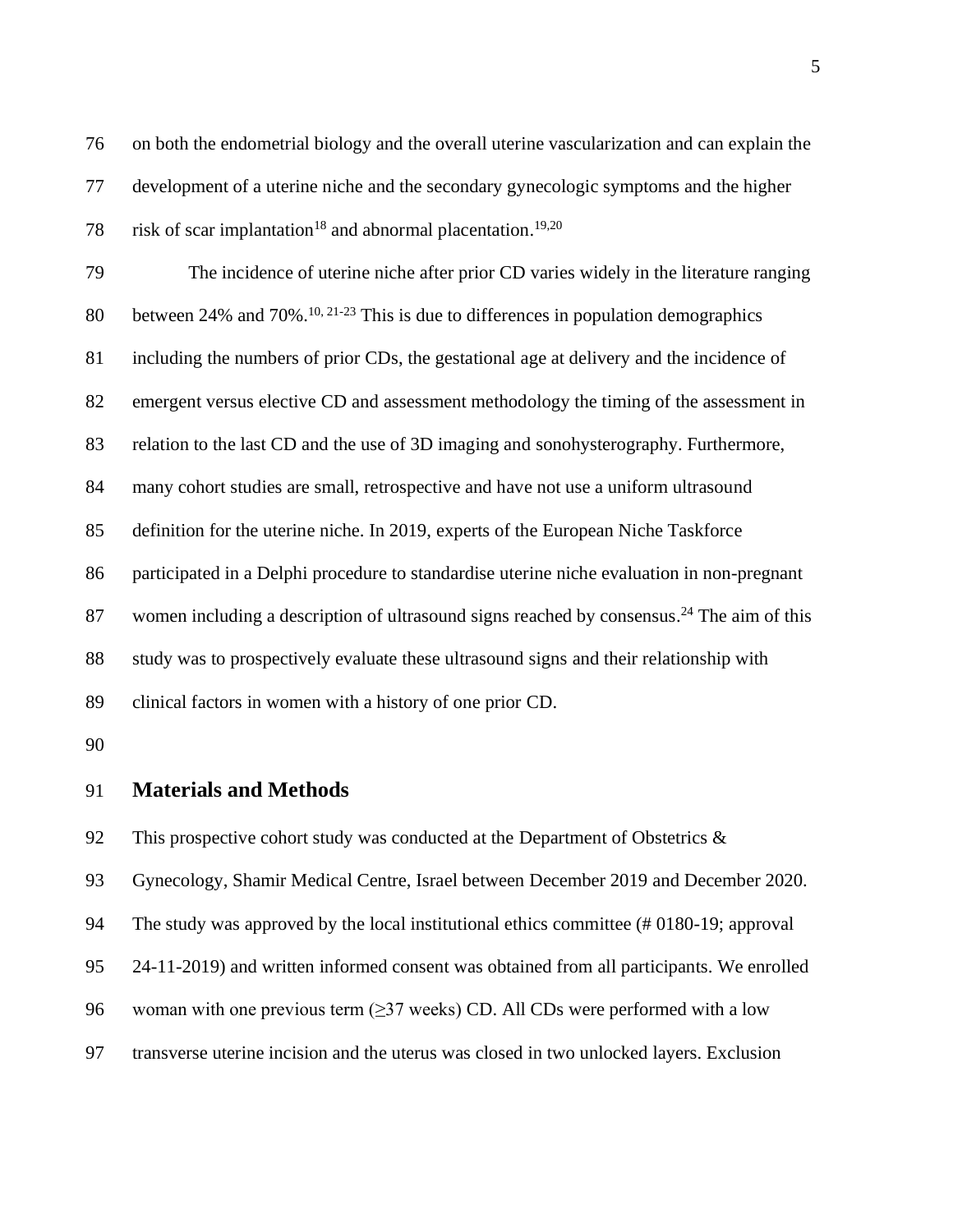on both the endometrial biology and the overall uterine vascularization and can explain the development of a uterine niche and the secondary gynecologic symptoms and the higher risk of scar implantation[18] and abnormal placentation.[19,20]

The incidence of uterine niche after prior CD varies widely in the literature ranging between 24% and 70%.[10, 21-23] This is due to differences in population demographics including the numbers of prior CDs, the gestational age at delivery and the incidence of emergent versus elective CD and assessment methodology the timing of the assessment in relation to the last CD and the use of 3D imaging and sonohysterography. Furthermore, many cohort studies are small, retrospective and have not use a uniform ultrasound definition for the uterine niche. In 2019, experts of the European Niche Taskforce participated in a Delphi procedure to standardise uterine niche evaluation in non-pregnant women including a description of ultrasound signs reached by consensus.[24] The aim of this study was to prospectively evaluate these ultrasound signs and their relationship with clinical factors in women with a history of one prior CD.

## Materials and Methods

This prospective cohort study was conducted at the Department of Obstetrics & Gynecology, Shamir Medical Centre, Israel between December 2019 and December 2020. The study was approved by the local institutional ethics committee (# 0180-19; approval 24-11-2019) and written informed consent was obtained from all participants. We enrolled woman with one previous term (≥37 weeks) CD. All CDs were performed with a low transverse uterine incision and the uterus was closed in two unlocked layers. Exclusion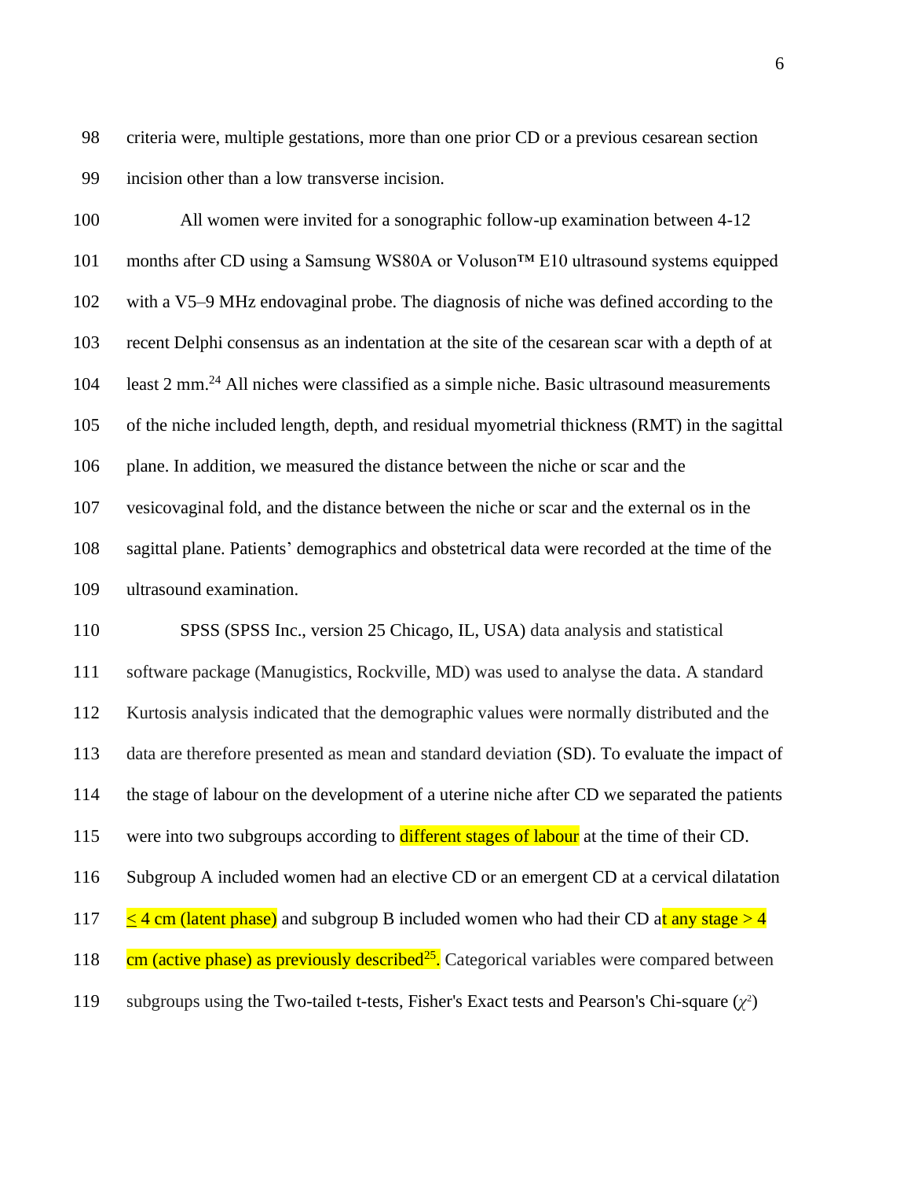criteria were, multiple gestations, more than one prior CD or a previous cesarean section incision other than a low transverse incision.

All women were invited for a sonographic follow-up examination between 4-12 months after CD using a Samsung WS80A or Voluson™ E10 ultrasound systems equipped with a V5–9 MHz endovaginal probe. The diagnosis of niche was defined according to the recent Delphi consensus as an indentation at the site of the cesarean scar with a depth of at least 2 mm.[24] All niches were classified as a simple niche. Basic ultrasound measurements of the niche included length, depth, and residual myometrial thickness (RMT) in the sagittal plane. In addition, we measured the distance between the niche or scar and the vesicovaginal fold, and the distance between the niche or scar and the external os in the sagittal plane. Patients' demographics and obstetrical data were recorded at the time of the ultrasound examination.

SPSS (SPSS Inc., version 25 Chicago, IL, USA) data analysis and statistical software package (Manugistics, Rockville, MD) was used to analyse the data. A standard Kurtosis analysis indicated that the demographic values were normally distributed and the data are therefore presented as mean and standard deviation (SD). To evaluate the impact of the stage of labour on the development of a uterine niche after CD we separated the patients were into two subgroups according to different stages of labour at the time of their CD. Subgroup A included women had an elective CD or an emergent CD at a cervical dilatation $\leq$ 4 cm (latent phase) and subgroup B included women who had their CD at any stage > 4 cm (active phase) as previously described[25]. Categorical variables were compared between subgroups using the Two-tailed t-tests, Fisher's Exact tests and Pearson's Chi-square ($\chi^2$)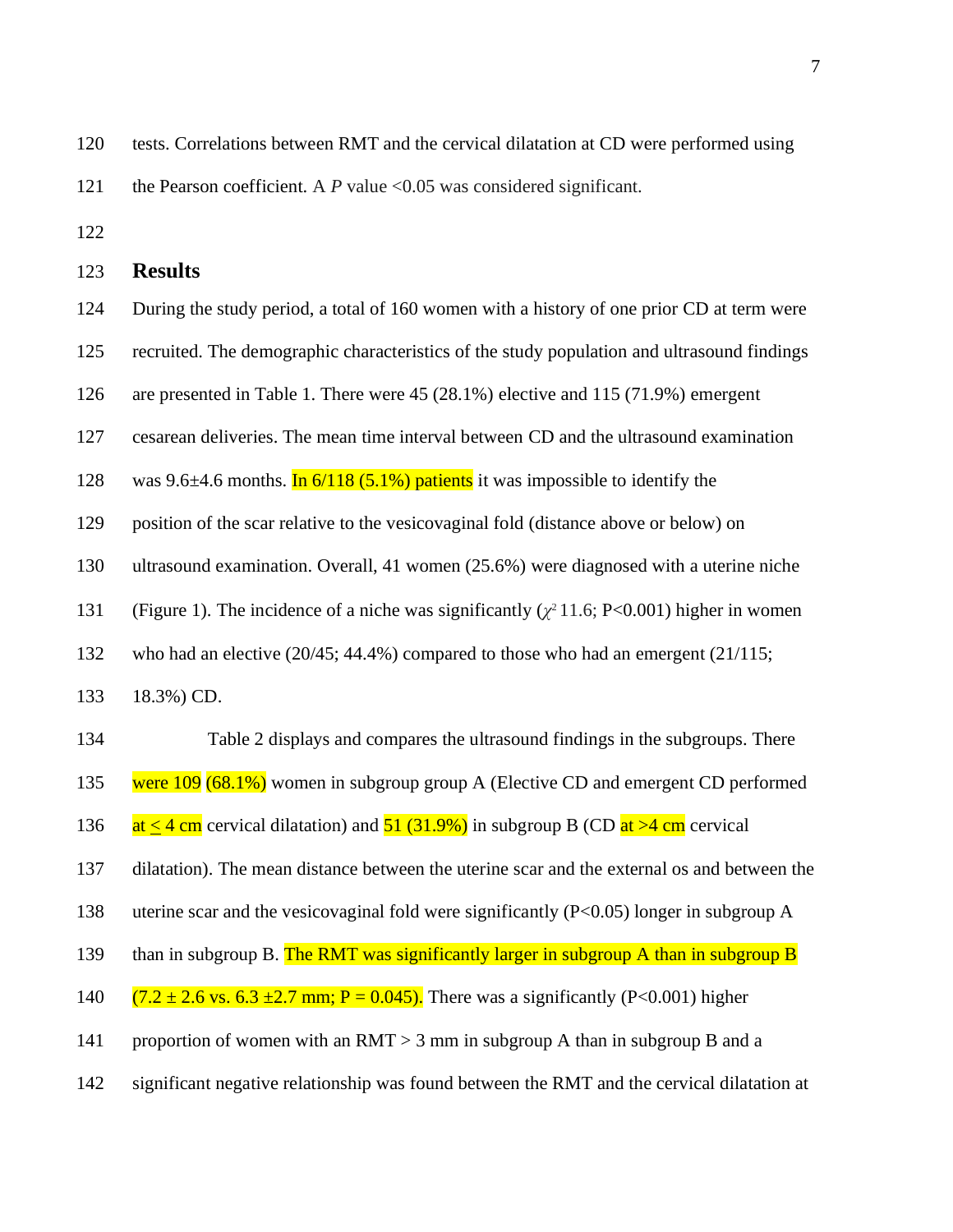tests. Correlations between RMT and the cervical dilatation at CD were performed using the Pearson coefficient. A *P* value <0.05 was considered significant.

## Results

During the study period, a total of 160 women with a history of one prior CD at term were recruited. The demographic characteristics of the study population and ultrasound findings are presented in Table 1. There were 45 (28.1%) elective and 115 (71.9%) emergent cesarean deliveries. The mean time interval between CD and the ultrasound examination was 9.6±4.6 months. In 6/118 (5.1%) patients it was impossible to identify the position of the scar relative to the vesicovaginal fold (distance above or below) on ultrasound examination. Overall, 41 women (25.6%) were diagnosed with a uterine niche (Figure 1). The incidence of a niche was significantly ($\chi^2$ 11.6; P<0.001) higher in women who had an elective (20/45; 44.4%) compared to those who had an emergent (21/115; 18.3%) CD.

Table 2 displays and compares the ultrasound findings in the subgroups. There were 109 (68.1%) women in subgroup group A (Elective CD and emergent CD performed at ≤ 4 cm cervical dilatation) and 51 (31.9%) in subgroup B (CD at >4 cm cervical dilatation). The mean distance between the uterine scar and the external os and between the uterine scar and the vesicovaginal fold were significantly (P<0.05) longer in subgroup A than in subgroup B. The RMT was significantly larger in subgroup A than in subgroup B (7.2 ± 2.6 vs. 6.3 ±2.7 mm; P = 0.045). There was a significantly (P<0.001) higher proportion of women with an RMT > 3 mm in subgroup A than in subgroup B and a significant negative relationship was found between the RMT and the cervical dilatation at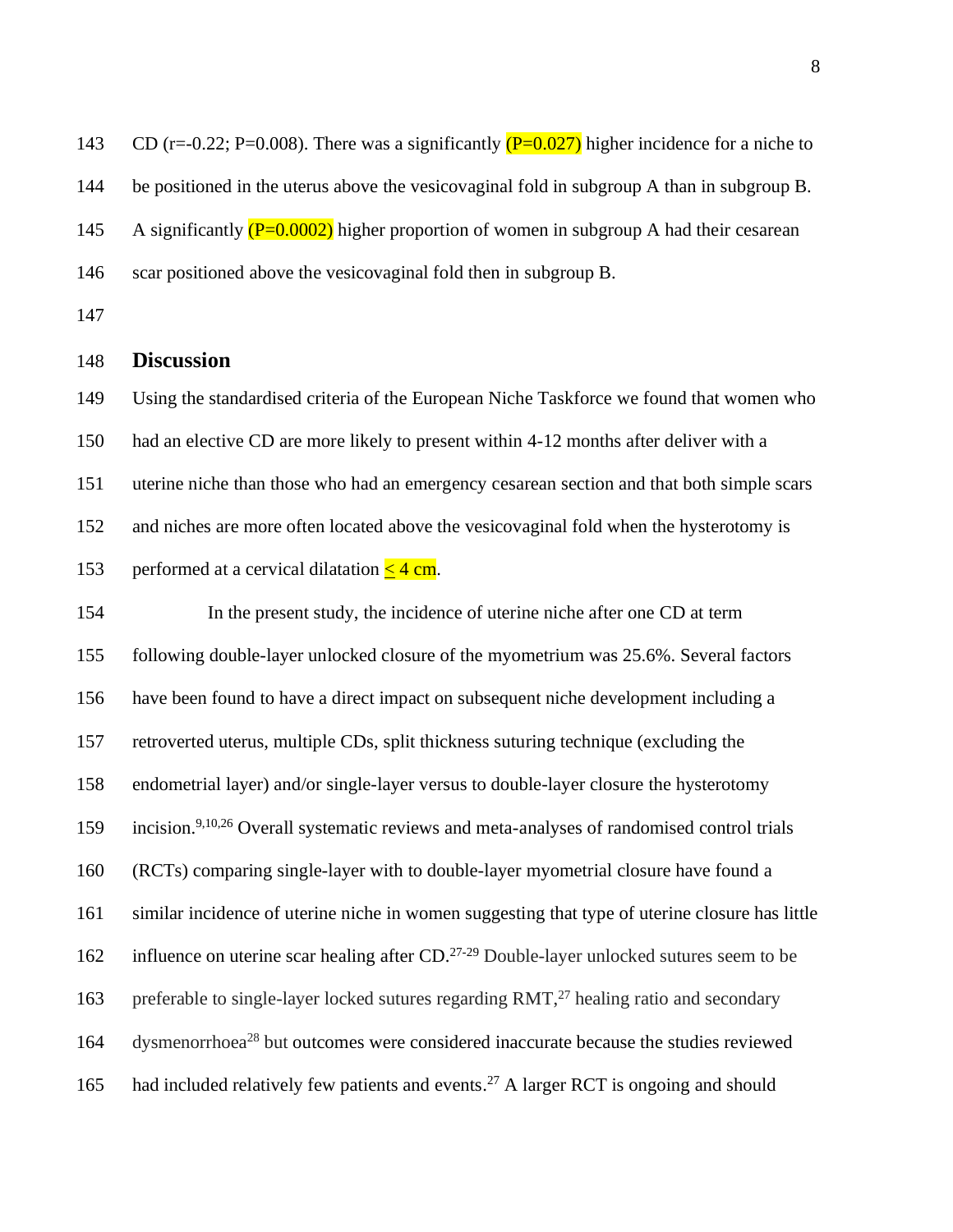CD (r=-0.22; P=0.008). There was a significantly (P=0.027) higher incidence for a niche to be positioned in the uterus above the vesicovaginal fold in subgroup A than in subgroup B. A significantly (P=0.0002) higher proportion of women in subgroup A had their cesarean scar positioned above the vesicovaginal fold then in subgroup B.

## Discussion

Using the standardised criteria of the European Niche Taskforce we found that women who had an elective CD are more likely to present within 4-12 months after deliver with a uterine niche than those who had an emergency cesarean section and that both simple scars and niches are more often located above the vesicovaginal fold when the hysterotomy is performed at a cervical dilatation $\leq$ 4 cm.

In the present study, the incidence of uterine niche after one CD at term following double-layer unlocked closure of the myometrium was 25.6%. Several factors have been found to have a direct impact on subsequent niche development including a retroverted uterus, multiple CDs, split thickness suturing technique (excluding the endometrial layer) and/or single-layer versus to double-layer closure the hysterotomy incision.[9,10,26] Overall systematic reviews and meta-analyses of randomised control trials (RCTs) comparing single-layer with to double-layer myometrial closure have found a similar incidence of uterine niche in women suggesting that type of uterine closure has little influence on uterine scar healing after CD.[27-29] Double-layer unlocked sutures seem to be preferable to single-layer locked sutures regarding RMT,[27] healing ratio and secondary dysmenorrhoea[28] but outcomes were considered inaccurate because the studies reviewed had included relatively few patients and events.[27] A larger RCT is ongoing and should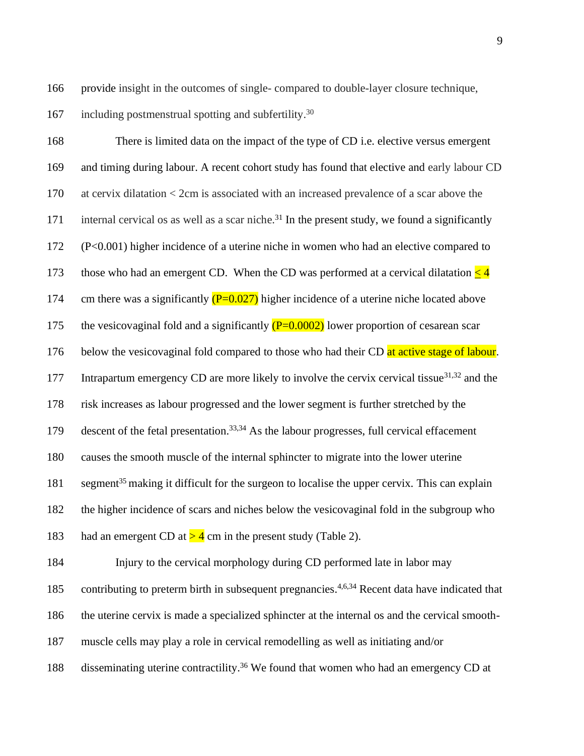provide insight in the outcomes of single- compared to double-layer closure technique, including postmenstrual spotting and subfertility.[30]

There is limited data on the impact of the type of CD i.e. elective versus emergent and timing during labour. A recent cohort study has found that elective and early labour CD at cervix dilatation < 2cm is associated with an increased prevalence of a scar above the internal cervical os as well as a scar niche.[31] In the present study, we found a significantly (P<0.001) higher incidence of a uterine niche in women who had an elective compared to those who had an emergent CD. When the CD was performed at a cervical dilatation $\leq 4$ cm there was a significantly (P=0.027) higher incidence of a uterine niche located above the vesicovaginal fold and a significantly (P=0.0002) lower proportion of cesarean scar below the vesicovaginal fold compared to those who had their CD at active stage of labour. Intrapartum emergency CD are more likely to involve the cervix cervical tissue[31,32] and the risk increases as labour progressed and the lower segment is further stretched by the descent of the fetal presentation.[33,34] As the labour progresses, full cervical effacement causes the smooth muscle of the internal sphincter to migrate into the lower uterine segment[35] making it difficult for the surgeon to localise the upper cervix. This can explain the higher incidence of scars and niches below the vesicovaginal fold in the subgroup who had an emergent CD at $> 4$ cm in the present study (Table 2).

Injury to the cervical morphology during CD performed late in labor may contributing to preterm birth in subsequent pregnancies.[4,6,34] Recent data have indicated that the uterine cervix is made a specialized sphincter at the internal os and the cervical smooth-muscle cells may play a role in cervical remodelling as well as initiating and/or disseminating uterine contractility.[36] We found that women who had an emergency CD at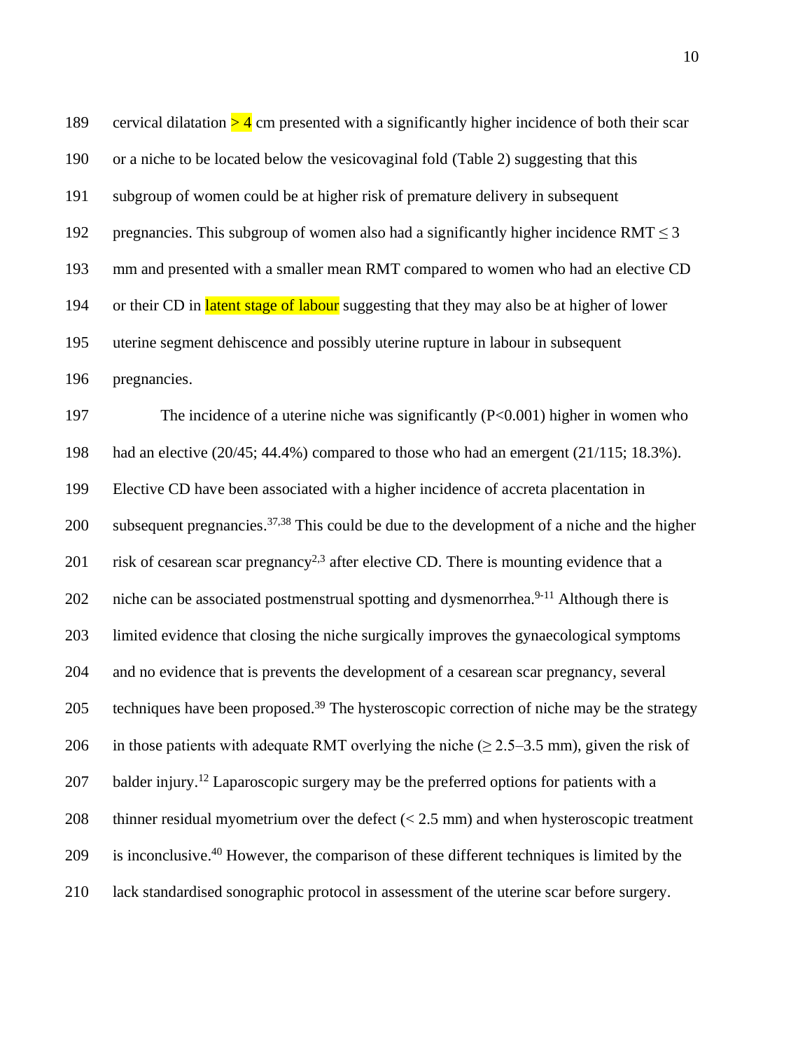cervical dilatation > 4 cm presented with a significantly higher incidence of both their scar or a niche to be located below the vesicovaginal fold (Table 2) suggesting that this subgroup of women could be at higher risk of premature delivery in subsequent pregnancies. This subgroup of women also had a significantly higher incidence RMT ≤ 3 mm and presented with a smaller mean RMT compared to women who had an elective CD or their CD in latent stage of labour suggesting that they may also be at higher of lower uterine segment dehiscence and possibly uterine rupture in labour in subsequent pregnancies.

The incidence of a uterine niche was significantly ($P<0.001$) higher in women who had an elective (20/45; 44.4%) compared to those who had an emergent (21/115; 18.3%). Elective CD have been associated with a higher incidence of accreta placentation in subsequent pregnancies.[37,38] This could be due to the development of a niche and the higher risk of cesarean scar pregnancy[2,3] after elective CD. There is mounting evidence that a niche can be associated postmenstrual spotting and dysmenorrhea.[9-11] Although there is limited evidence that closing the niche surgically improves the gynaecological symptoms and no evidence that is prevents the development of a cesarean scar pregnancy, several techniques have been proposed.[39] The hysteroscopic correction of niche may be the strategy in those patients with adequate RMT overlying the niche (≥ 2.5–3.5 mm), given the risk of balder injury.[12] Laparoscopic surgery may be the preferred options for patients with a thinner residual myometrium over the defect (< 2.5 mm) and when hysteroscopic treatment is inconclusive.[40] However, the comparison of these different techniques is limited by the lack standardised sonographic protocol in assessment of the uterine scar before surgery.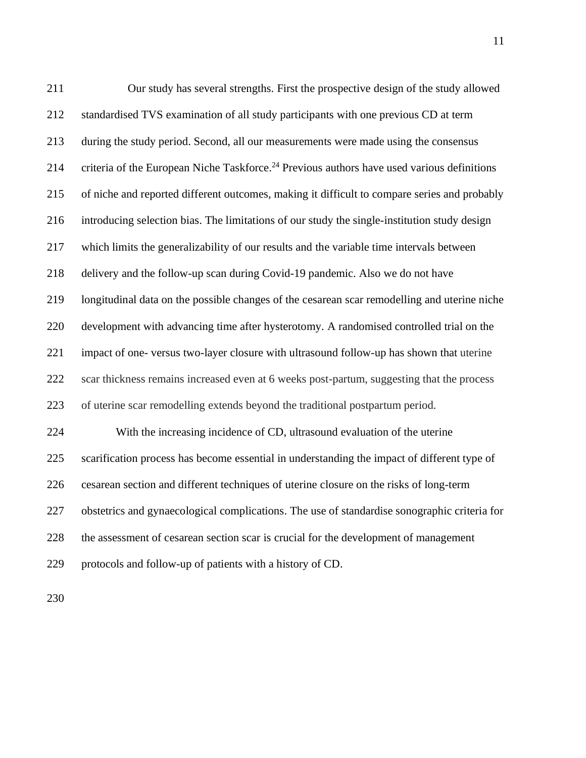Our study has several strengths. First the prospective design of the study allowed standardised TVS examination of all study participants with one previous CD at term during the study period. Second, all our measurements were made using the consensus criteria of the European Niche Taskforce.[24] Previous authors have used various definitions of niche and reported different outcomes, making it difficult to compare series and probably introducing selection bias. The limitations of our study the single-institution study design which limits the generalizability of our results and the variable time intervals between delivery and the follow-up scan during Covid-19 pandemic. Also we do not have longitudinal data on the possible changes of the cesarean scar remodelling and uterine niche development with advancing time after hysterotomy. A randomised controlled trial on the impact of one- versus two-layer closure with ultrasound follow-up has shown that uterine scar thickness remains increased even at 6 weeks post-partum, suggesting that the process of uterine scar remodelling extends beyond the traditional postpartum period.

With the increasing incidence of CD, ultrasound evaluation of the uterine scarification process has become essential in understanding the impact of different type of cesarean section and different techniques of uterine closure on the risks of long-term obstetrics and gynaecological complications. The use of standardise sonographic criteria for the assessment of cesarean section scar is crucial for the development of management protocols and follow-up of patients with a history of CD.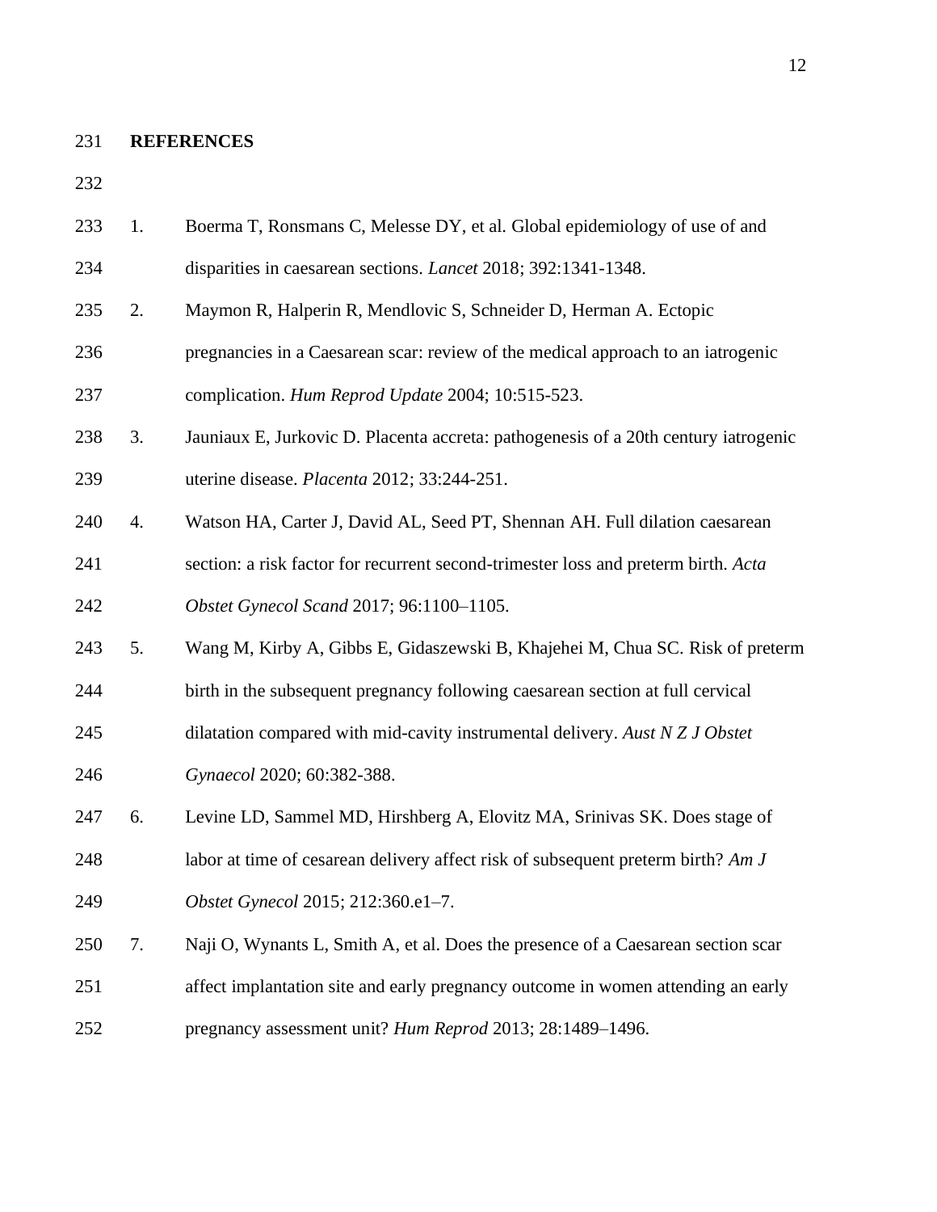## REFERENCES

1. Boerma T, Ronsmans C, Melesse DY, et al. Global epidemiology of use of and disparities in caesarean sections. *Lancet* 2018; 392:1341-1348.
2. Maymon R, Halperin R, Mendlovic S, Schneider D, Herman A. Ectopic pregnancies in a Caesarean scar: review of the medical approach to an iatrogenic complication. *Hum Reprod Update* 2004; 10:515-523.
3. Jauniaux E, Jurkovic D. Placenta accreta: pathogenesis of a 20th century iatrogenic uterine disease. *Placenta* 2012; 33:244-251.
4. Watson HA, Carter J, David AL, Seed PT, Shennan AH. Full dilation caesarean section: a risk factor for recurrent second-trimester loss and preterm birth. *Acta Obstet Gynecol Scand* 2017; 96:1100–1105.
5. Wang M, Kirby A, Gibbs E, Gidaszewski B, Khajehei M, Chua SC. Risk of preterm birth in the subsequent pregnancy following caesarean section at full cervical dilatation compared with mid-cavity instrumental delivery. *Aust N Z J Obstet Gynaecol* 2020; 60:382-388.
6. Levine LD, Sammel MD, Hirshberg A, Elovitz MA, Srinivas SK. Does stage of labor at time of cesarean delivery affect risk of subsequent preterm birth? *Am J Obstet Gynecol* 2015; 212:360.e1–7.
7. Naji O, Wynants L, Smith A, et al. Does the presence of a Caesarean section scar affect implantation site and early pregnancy outcome in women attending an early pregnancy assessment unit? *Hum Reprod* 2013; 28:1489–1496.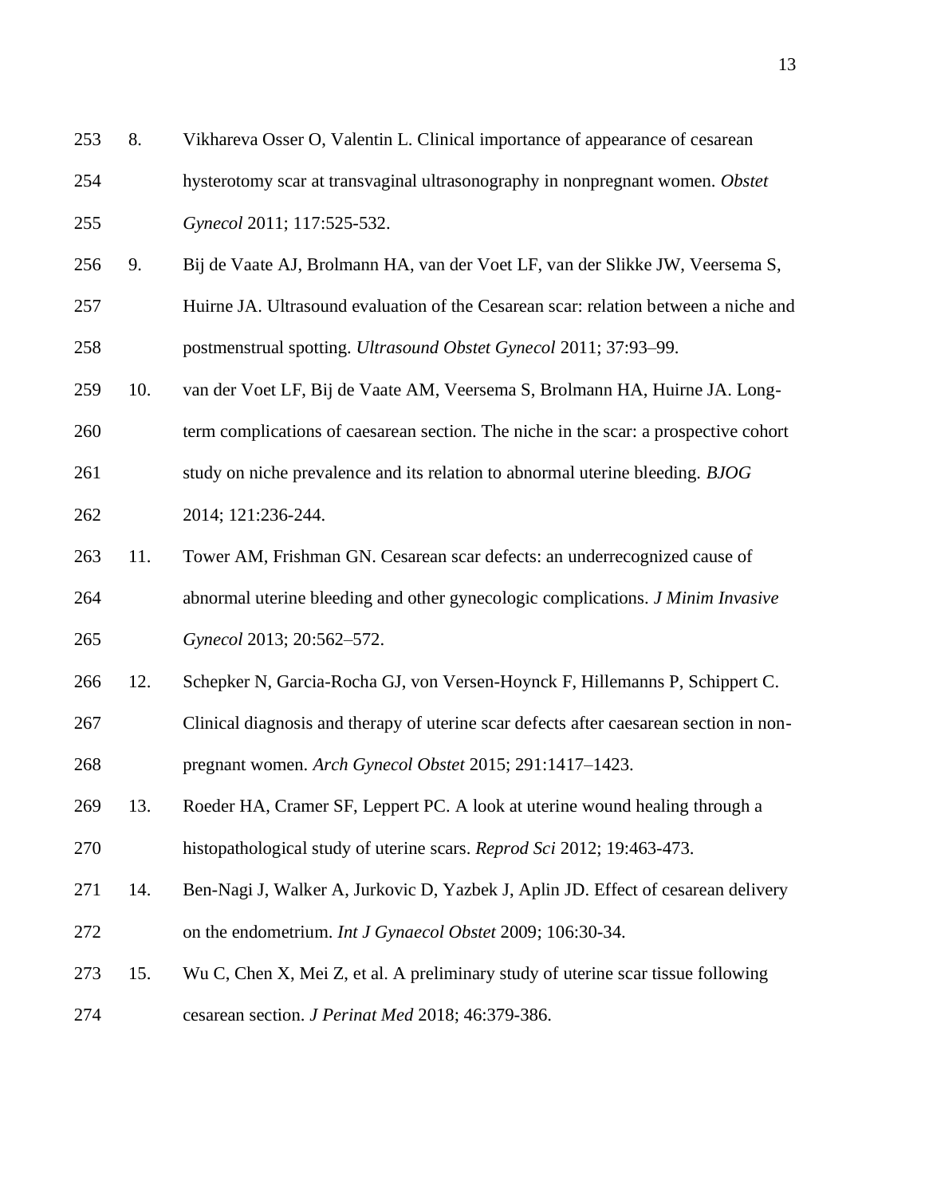8. Vikhareva Osser O, Valentin L. Clinical importance of appearance of cesarean hysterotomy scar at transvaginal ultrasonography in nonpregnant women. *Obstet Gynecol* 2011; 117:525-532.
9. Bij de Vaate AJ, Brolmann HA, van der Voet LF, van der Slikke JW, Veersema S, Huirne JA. Ultrasound evaluation of the Cesarean scar: relation between a niche and postmenstrual spotting. *Ultrasound Obstet Gynecol* 2011; 37:93–99.
10. van der Voet LF, Bij de Vaate AM, Veersema S, Brolmann HA, Huirne JA. Long-term complications of caesarean section. The niche in the scar: a prospective cohort study on niche prevalence and its relation to abnormal uterine bleeding. *BJOG* 2014; 121:236-244.
11. Tower AM, Frishman GN. Cesarean scar defects: an underrecognized cause of abnormal uterine bleeding and other gynecologic complications. *J Minim Invasive Gynecol* 2013; 20:562–572.
12. Schepker N, Garcia-Rocha GJ, von Versen-Hoynck F, Hillemanns P, Schippert C. Clinical diagnosis and therapy of uterine scar defects after caesarean section in non-pregnant women. *Arch Gynecol Obstet* 2015; 291:1417–1423.
13. Roeder HA, Cramer SF, Leppert PC. A look at uterine wound healing through a histopathological study of uterine scars. *Reprod Sci* 2012; 19:463-473.
14. Ben-Nagi J, Walker A, Jurkovic D, Yazbek J, Aplin JD. Effect of cesarean delivery on the endometrium. *Int J Gynaecol Obstet* 2009; 106:30-34.
15. Wu C, Chen X, Mei Z, et al. A preliminary study of uterine scar tissue following cesarean section. *J Perinat Med* 2018; 46:379-386.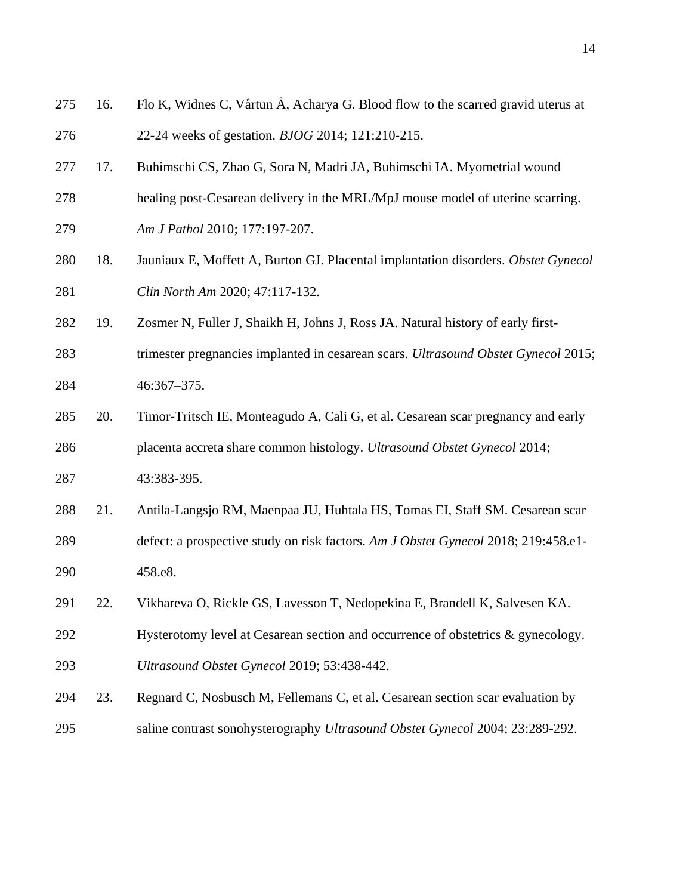16. Flo K, Widnes C, Vårtun Å, Acharya G. Blood flow to the scarred gravid uterus at 22-24 weeks of gestation. *BJOG* 2014; 121:210-215.
17. Buhimschi CS, Zhao G, Sora N, Madri JA, Buhimschi IA. Myometrial wound healing post-Cesarean delivery in the MRL/MpJ mouse model of uterine scarring. *Am J Pathol* 2010; 177:197-207.
18. Jauniaux E, Moffett A, Burton GJ. Placental implantation disorders. *Obstet Gynecol Clin North Am* 2020; 47:117-132.
19. Zosmer N, Fuller J, Shaikh H, Johns J, Ross JA. Natural history of early first-trimester pregnancies implanted in cesarean scars. *Ultrasound Obstet Gynecol* 2015; 46:367–375.
20. Timor-Tritsch IE, Monteagudo A, Cali G, et al. Cesarean scar pregnancy and early placenta accreta share common histology. *Ultrasound Obstet Gynecol* 2014; 43:383-395.
21. Antila-Langsjo RM, Maenpaa JU, Huhtala HS, Tomas EI, Staff SM. Cesarean scar defect: a prospective study on risk factors. *Am J Obstet Gynecol* 2018; 219:458.e1-458.e8.
22. Vikhareva O, Rickle GS, Lavesson T, Nedopekina E, Brandell K, Salvesen KA. Hysterotomy level at Cesarean section and occurrence of obstetrics & gynecology. *Ultrasound Obstet Gynecol* 2019; 53:438-442.
23. Regnard C, Nosbusch M, Fellemans C, et al. Cesarean section scar evaluation by saline contrast sonohysterography *Ultrasound Obstet Gynecol* 2004; 23:289-292.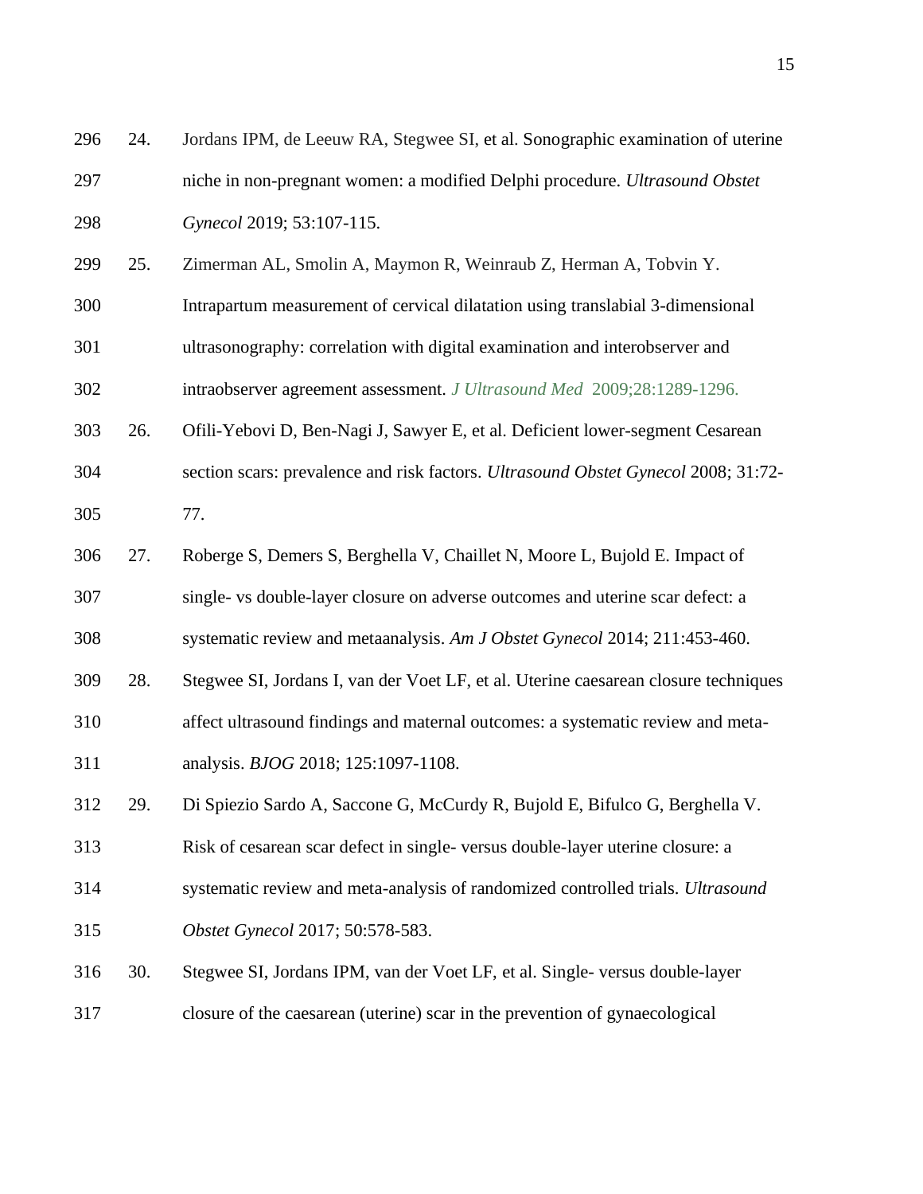24. Jordans IPM, de Leeuw RA, Stegwee SI, et al. Sonographic examination of uterine niche in non-pregnant women: a modified Delphi procedure. *Ultrasound Obstet Gynecol* 2019; 53:107-115.

25. Zimerman AL, Smolin A, Maymon R, Weinraub Z, Herman A, Tobvin Y. Intrapartum measurement of cervical dilatation using translabial 3-dimensional ultrasonography: correlation with digital examination and interobserver and intraobserver agreement assessment. *J Ultrasound Med* 2009;28:1289-1296.

26. Ofili-Yebovi D, Ben-Nagi J, Sawyer E, et al. Deficient lower-segment Cesarean section scars: prevalence and risk factors. *Ultrasound Obstet Gynecol* 2008; 31:72-77.

27. Roberge S, Demers S, Berghella V, Chaillet N, Moore L, Bujold E. Impact of single- vs double-layer closure on adverse outcomes and uterine scar defect: a systematic review and metaanalysis. *Am J Obstet Gynecol* 2014; 211:453-460.

28. Stegwee SI, Jordans I, van der Voet LF, et al. Uterine caesarean closure techniques affect ultrasound findings and maternal outcomes: a systematic review and meta-analysis. *BJOG* 2018; 125:1097-1108.

29. Di Spiezio Sardo A, Saccone G, McCurdy R, Bujold E, Bifulco G, Berghella V. Risk of cesarean scar defect in single- versus double-layer uterine closure: a systematic review and meta-analysis of randomized controlled trials. *Ultrasound Obstet Gynecol* 2017; 50:578-583.

30. Stegwee SI, Jordans IPM, van der Voet LF, et al. Single- versus double-layer closure of the caesarean (uterine) scar in the prevention of gynaecological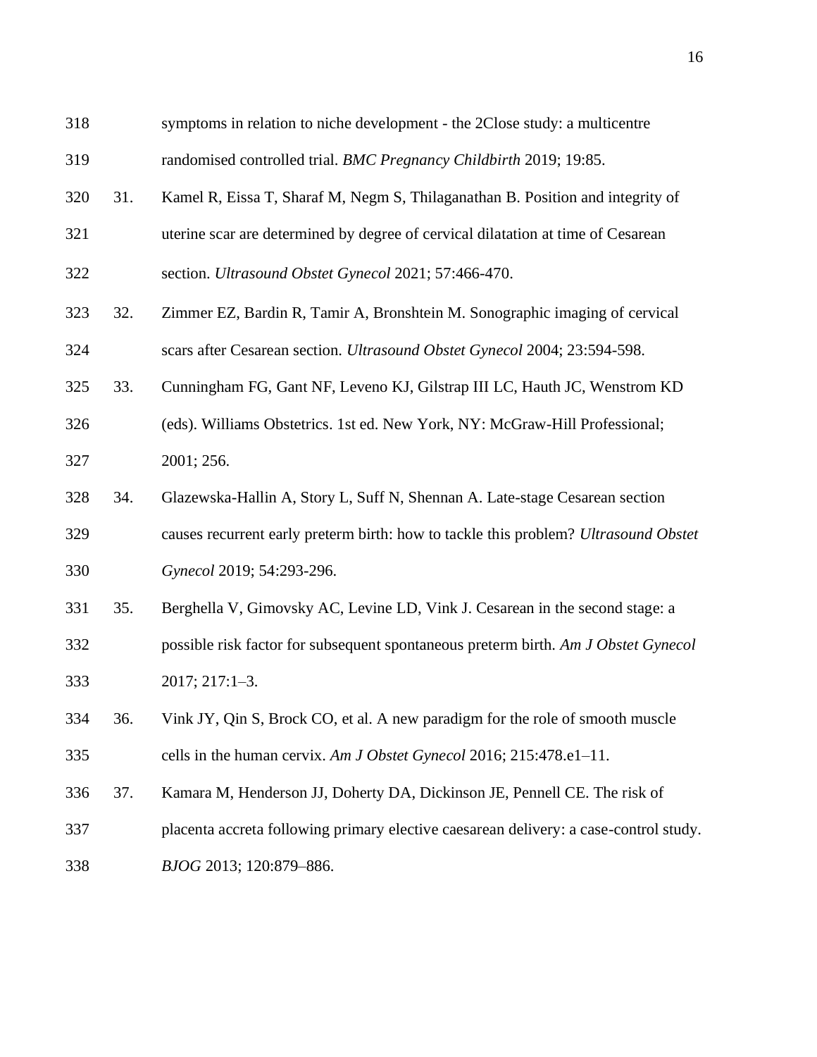symptoms in relation to niche development - the 2Close study: a multicentre randomised controlled trial. *BMC Pregnancy Childbirth* 2019; 19:85.

31. Kamel R, Eissa T, Sharaf M, Negm S, Thilaganathan B. Position and integrity of uterine scar are determined by degree of cervical dilatation at time of Cesarean section. *Ultrasound Obstet Gynecol* 2021; 57:466-470.

32. Zimmer EZ, Bardin R, Tamir A, Bronshtein M. Sonographic imaging of cervical scars after Cesarean section. *Ultrasound Obstet Gynecol* 2004; 23:594-598.

33. Cunningham FG, Gant NF, Leveno KJ, Gilstrap III LC, Hauth JC, Wenstrom KD (eds). Williams Obstetrics. 1st ed. New York, NY: McGraw-Hill Professional; 2001; 256.

34. Glazewska-Hallin A, Story L, Suff N, Shennan A. Late-stage Cesarean section causes recurrent early preterm birth: how to tackle this problem? *Ultrasound Obstet Gynecol* 2019; 54:293-296.

35. Berghella V, Gimovsky AC, Levine LD, Vink J. Cesarean in the second stage: a possible risk factor for subsequent spontaneous preterm birth. *Am J Obstet Gynecol* 2017; 217:1–3.

36. Vink JY, Qin S, Brock CO, et al. A new paradigm for the role of smooth muscle cells in the human cervix. *Am J Obstet Gynecol* 2016; 215:478.e1–11.

37. Kamara M, Henderson JJ, Doherty DA, Dickinson JE, Pennell CE. The risk of placenta accreta following primary elective caesarean delivery: a case-control study. *BJOG* 2013; 120:879–886.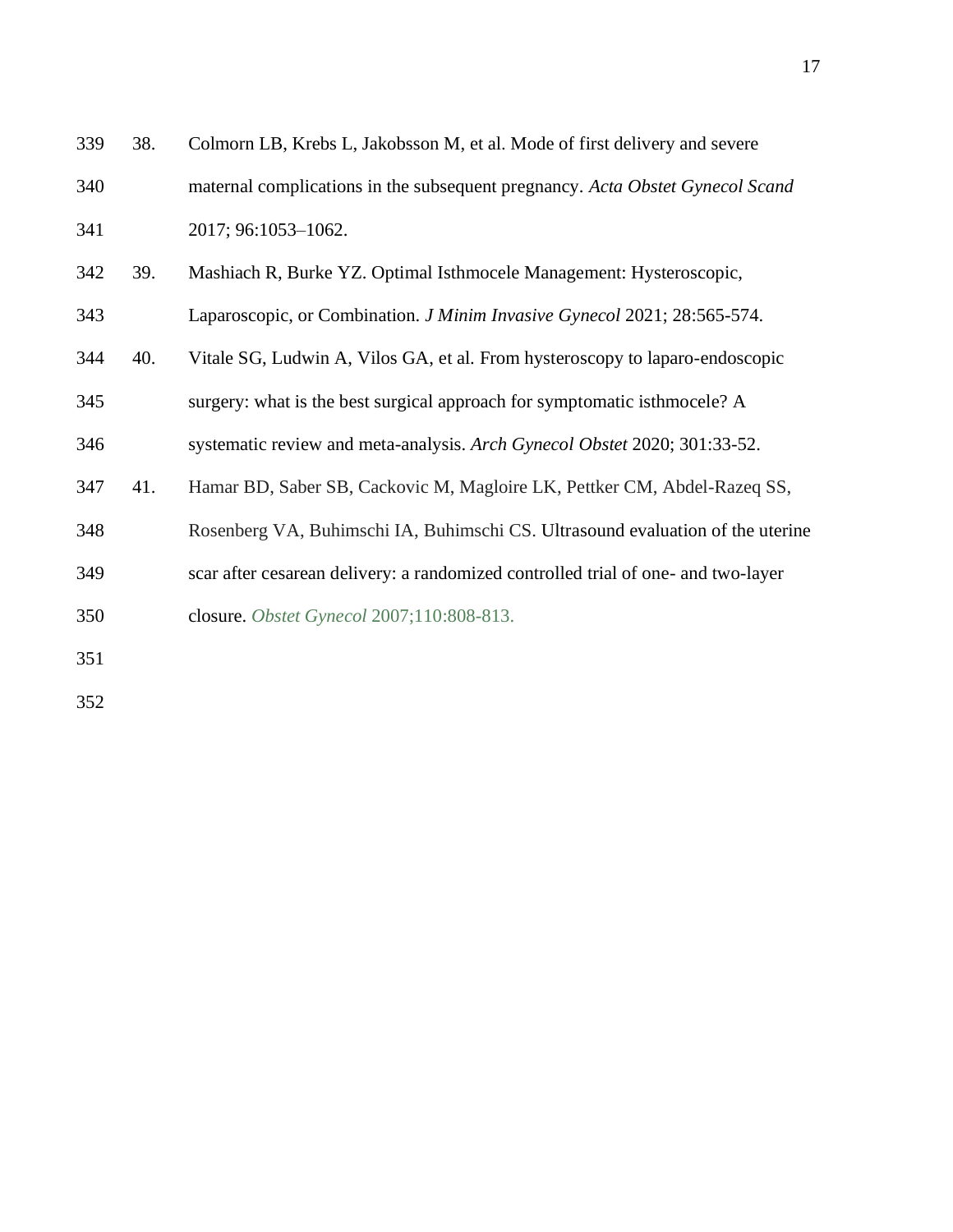38. Colmorn LB, Krebs L, Jakobsson M, et al. Mode of first delivery and severe maternal complications in the subsequent pregnancy. *Acta Obstet Gynecol Scand* 2017; 96:1053–1062.

39. Mashiach R, Burke YZ. Optimal Isthmocele Management: Hysteroscopic, Laparoscopic, or Combination. *J Minim Invasive Gynecol* 2021; 28:565-574.

40. Vitale SG, Ludwin A, Vilos GA, et al. From hysteroscopy to laparo-endoscopic surgery: what is the best surgical approach for symptomatic isthmocele? A systematic review and meta-analysis. *Arch Gynecol Obstet* 2020; 301:33-52.

41. Hamar BD, Saber SB, Cackovic M, Magloire LK, Pettker CM, Abdel-Razeq SS, Rosenberg VA, Buhimschi IA, Buhimschi CS. Ultrasound evaluation of the uterine scar after cesarean delivery: a randomized controlled trial of one- and two-layer closure. *Obstet Gynecol* 2007;110:808-813.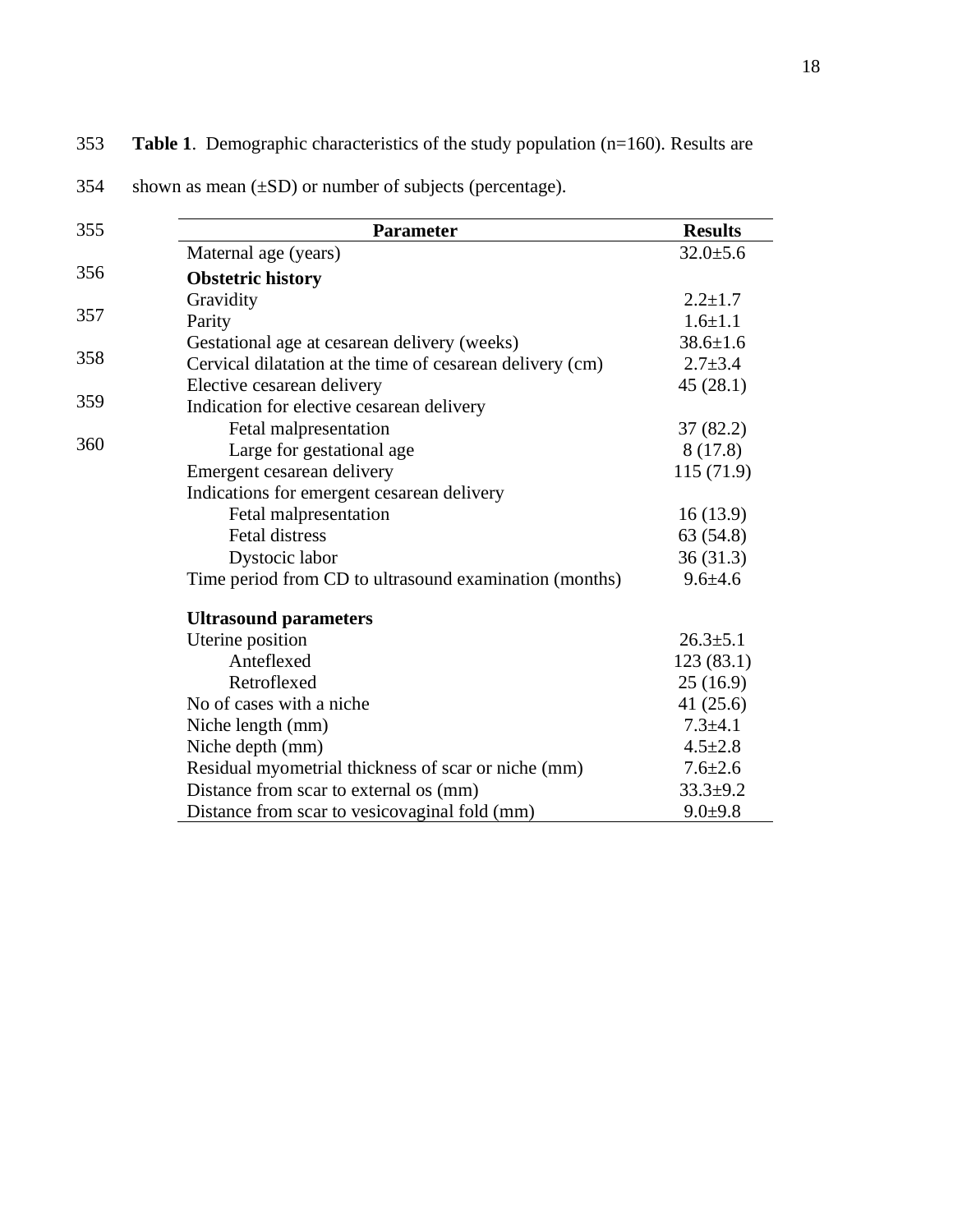**Table 1**. Demographic characteristics of the study population (n=160). Results are shown as mean (±SD) or number of subjects (percentage).

| Parameter | Results |
|---|---|
| Maternal age (years) | 32.0±5.6 |
| **Obstetric history** | |
| Gravidity | 2.2±1.7 |
| Parity | 1.6±1.1 |
| Gestational age at cesarean delivery (weeks) | 38.6±1.6 |
| Cervical dilatation at the time of cesarean delivery (cm) | 2.7±3.4 |
| Elective cesarean delivery | 45 (28.1) |
| Indication for elective cesarean delivery | |
| Fetal malpresentation | 37 (82.2) |
| Large for gestational age | 8 (17.8) |
| Emergent cesarean delivery | 115 (71.9) |
| Indications for emergent cesarean delivery | |
| Fetal malpresentation | 16 (13.9) |
| Fetal distress | 63 (54.8) |
| Dystocic labor | 36 (31.3) |
| Time period from CD to ultrasound examination (months) | 9.6±4.6 |
| **Ultrasound parameters** | |
| Uterine position | 26.3±5.1 |
| Anteflexed | 123 (83.1) |
| Retroflexed | 25 (16.9) |
| No of cases with a niche | 41 (25.6) |
| Niche length (mm) | 7.3±4.1 |
| Niche depth (mm) | 4.5±2.8 |
| Residual myometrial thickness of scar or niche (mm) | 7.6±2.6 |
| Distance from scar to external os (mm) | 33.3±9.2 |
| Distance from scar to vesicovaginal fold (mm) | 9.0±9.8 |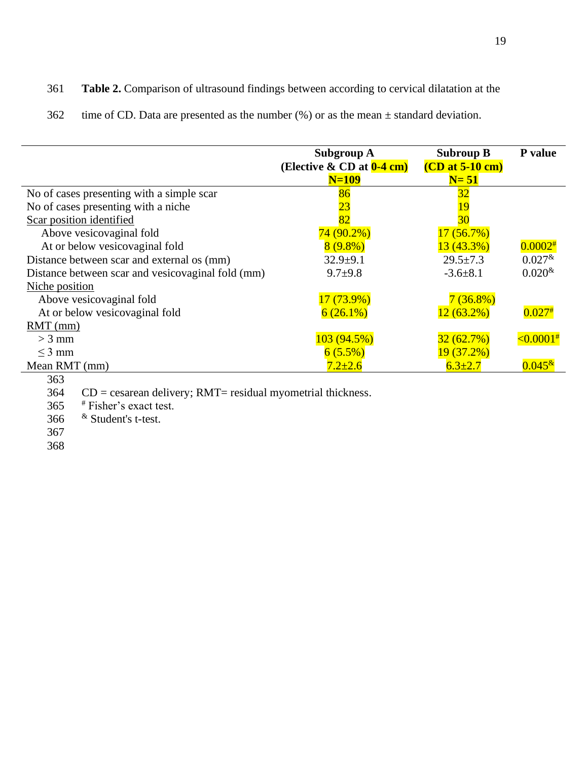**Table 2.** Comparison of ultrasound findings between according to cervical dilatation at the time of CD. Data are presented as the number (%) or as the mean ± standard deviation.

| | Subgroup A (Elective & CD at 0-4 cm) N=109 | Subroup B (CD at 5-10 cm) N= 51 | P value |
|---|---|---|---|
| No of cases presenting with a simple scar | 86 | 32 | |
| No of cases presenting with a niche | 23 | 19 | |
| Scar position identified | 82 | 30 | |
| Above vesicovaginal fold | 74 (90.2%) | 17 (56.7%) | |
| At or below vesicovaginal fold | 8 (9.8%) | 13 (43.3%) | 0.0002# |
| Distance between scar and external os (mm) | 32.9±9.1 | 29.5±7.3 | 0.027& |
| Distance between scar and vesicovaginal fold (mm) | 9.7±9.8 | -3.6±8.1 | 0.020& |
| Niche position | | | |
| Above vesicovaginal fold | 17 (73.9%) | 7 (36.8%) | |
| At or below vesicovaginal fold | 6 (26.1%) | 12 (63.2%) | 0.027# |
| RMT (mm) | | | |
| > 3 mm | 103 (94.5%) | 32 (62.7%) | <0.0001# |
| ≤ 3 mm | 6 (5.5%) | 19 (37.2%) | |
| Mean RMT (mm) | 7.2±2.6 | 6.3±2.7 | 0.045& |

CD = cesarean delivery; RMT= residual myometrial thickness.

# Fisher's exact test.

& Student's t-test.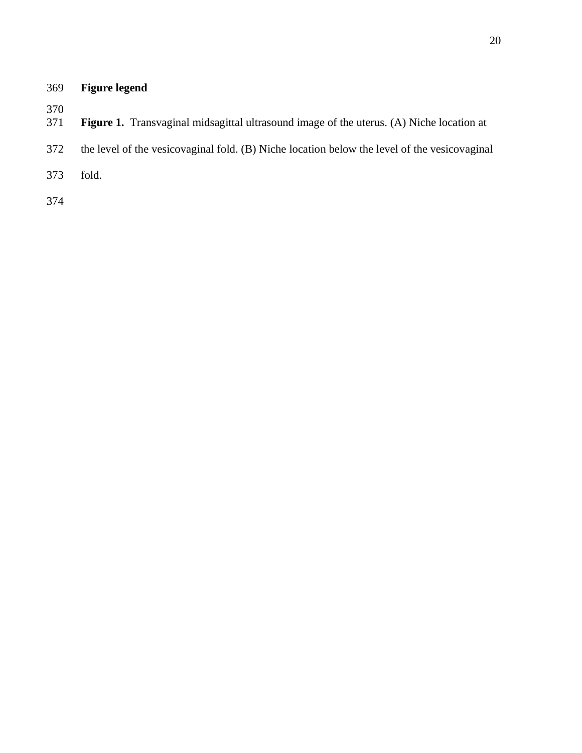**Figure legend**

**Figure 1.** Transvaginal midsagittal ultrasound image of the uterus. (A) Niche location at the level of the vesicovaginal fold. (B) Niche location below the level of the vesicovaginal fold.